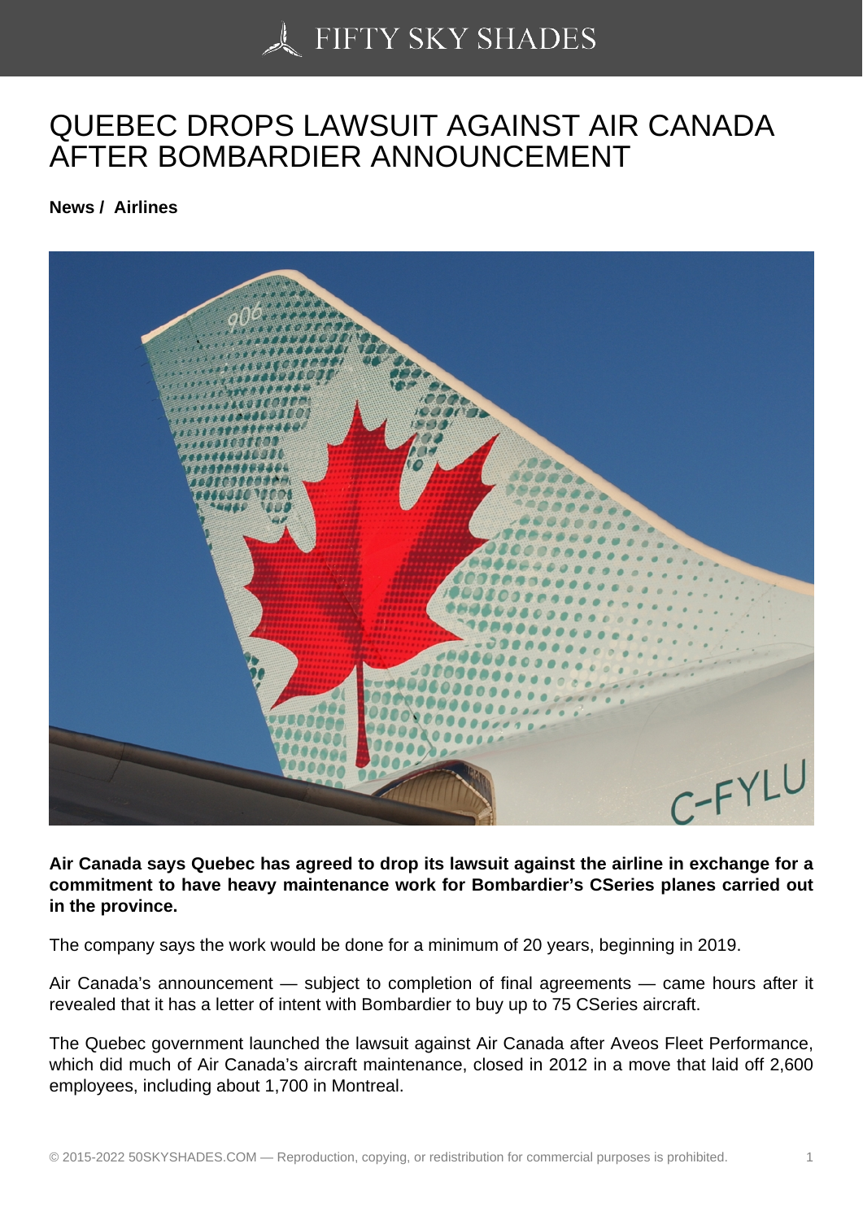# QUEBEC DROPS LAWSUIT AGAINST AIR CANADA AFTER BOMBARDIER ANNOUNCEMENT

**News / Airlines**

**Air Canada says Quebec has agreed to drop its lawsuit against the airline in exchange for a commitment to have heavy maintenance work for Bombardier's CSeries planes carried out in the province.**

The company says the work would be done for a minimum of 20 years, beginning in 2019.

Air Canada's announcement — subject to completion of final agreements — came hours after it revealed that it has a letter of intent with Bombardier to buy up to 75 CSeries aircraft.

The Quebec government launched the lawsuit against Air Canada after Aveos Fleet Performance, which did much of Air Canada's aircraft maintenance, closed in 2012 in a move that laid off 2,600 employees, including about 1,700 in Montreal.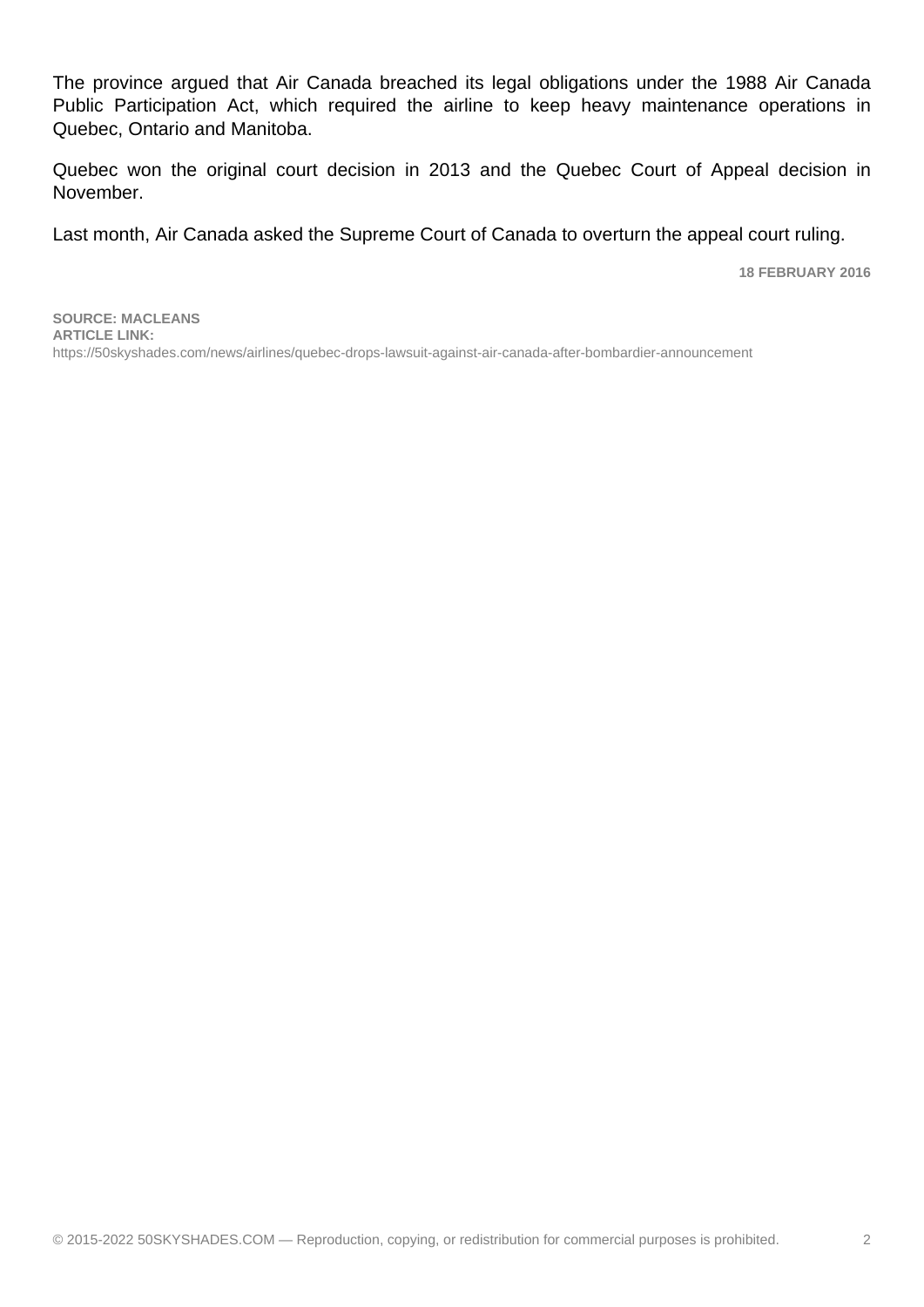The province argued that Air Canada breached its legal obligations under the 1988 Air Canada Public Participation Act, which required the airline to keep heavy maintenance operations in Quebec, Ontario and Manitoba.

Quebec won the original court decision in 2013 and the Quebec Court of Appeal decision in November.

Last month, Air Canada asked the Supreme Court of Canada to overturn the appeal court ruling.

**18 FEBRUARY 2016**

**SOURCE: MACLEANS**
**ARTICLE LINK:**
https://50skyshades.com/news/airlines/quebec-drops-lawsuit-against-air-canada-after-bombardier-announcement